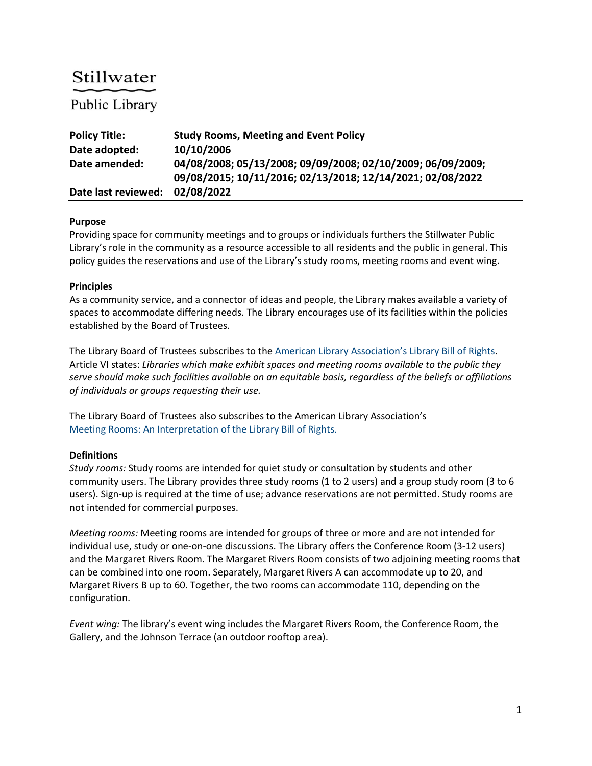# Stillwater Public Library

| | |
|---|---|
| **Policy Title:** | **Study Rooms, Meeting and Event Policy** |
| **Date adopted:** | **10/10/2006** |
| **Date amended:** | **04/08/2008; 05/13/2008; 09/09/2008; 02/10/2009; 06/09/2009; 09/08/2015; 10/11/2016; 02/13/2018; 12/14/2021; 02/08/2022** |
| **Date last reviewed:** | **02/08/2022** |

**Purpose**

Providing space for community meetings and to groups or individuals furthers the Stillwater Public Library's role in the community as a resource accessible to all residents and the public in general. This policy guides the reservations and use of the Library's study rooms, meeting rooms and event wing.

**Principles**

As a community service, and a connector of ideas and people, the Library makes available a variety of spaces to accommodate differing needs. The Library encourages use of its facilities within the policies established by the Board of Trustees.

The Library Board of Trustees subscribes to the American Library Association's Library Bill of Rights. Article VI states: *Libraries which make exhibit spaces and meeting rooms available to the public they serve should make such facilities available on an equitable basis, regardless of the beliefs or affiliations of individuals or groups requesting their use.*

The Library Board of Trustees also subscribes to the American Library Association's Meeting Rooms: An Interpretation of the Library Bill of Rights.

**Definitions**

*Study rooms:* Study rooms are intended for quiet study or consultation by students and other community users. The Library provides three study rooms (1 to 2 users) and a group study room (3 to 6 users). Sign-up is required at the time of use; advance reservations are not permitted. Study rooms are not intended for commercial purposes.

*Meeting rooms:* Meeting rooms are intended for groups of three or more and are not intended for individual use, study or one-on-one discussions. The Library offers the Conference Room (3-12 users) and the Margaret Rivers Room. The Margaret Rivers Room consists of two adjoining meeting rooms that can be combined into one room. Separately, Margaret Rivers A can accommodate up to 20, and Margaret Rivers B up to 60. Together, the two rooms can accommodate 110, depending on the configuration.

*Event wing:* The library's event wing includes the Margaret Rivers Room, the Conference Room, the Gallery, and the Johnson Terrace (an outdoor rooftop area).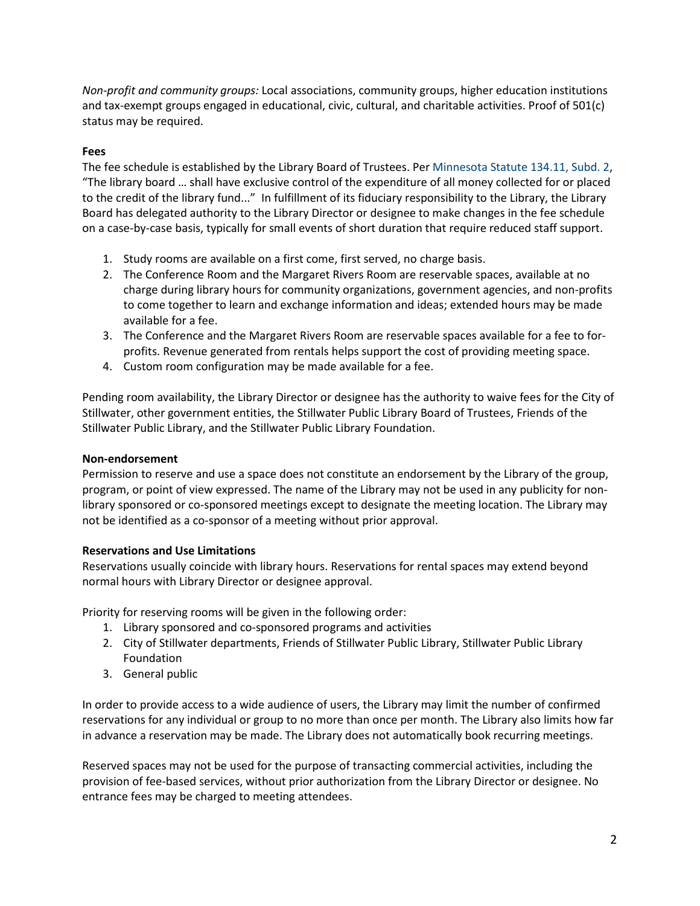*Non-profit and community groups:* Local associations, community groups, higher education institutions and tax-exempt groups engaged in educational, civic, cultural, and charitable activities. Proof of 501(c) status may be required.

**Fees**

The fee schedule is established by the Library Board of Trustees. Per Minnesota Statute 134.11, Subd. 2, "The library board … shall have exclusive control of the expenditure of all money collected for or placed to the credit of the library fund..." In fulfillment of its fiduciary responsibility to the Library, the Library Board has delegated authority to the Library Director or designee to make changes in the fee schedule on a case-by-case basis, typically for small events of short duration that require reduced staff support.

1. Study rooms are available on a first come, first served, no charge basis.
2. The Conference Room and the Margaret Rivers Room are reservable spaces, available at no charge during library hours for community organizations, government agencies, and non-profits to come together to learn and exchange information and ideas; extended hours may be made available for a fee.
3. The Conference and the Margaret Rivers Room are reservable spaces available for a fee to for-profits. Revenue generated from rentals helps support the cost of providing meeting space.
4. Custom room configuration may be made available for a fee.

Pending room availability, the Library Director or designee has the authority to waive fees for the City of Stillwater, other government entities, the Stillwater Public Library Board of Trustees, Friends of the Stillwater Public Library, and the Stillwater Public Library Foundation.

**Non-endorsement**

Permission to reserve and use a space does not constitute an endorsement by the Library of the group, program, or point of view expressed. The name of the Library may not be used in any publicity for non-library sponsored or co-sponsored meetings except to designate the meeting location. The Library may not be identified as a co-sponsor of a meeting without prior approval.

**Reservations and Use Limitations**

Reservations usually coincide with library hours. Reservations for rental spaces may extend beyond normal hours with Library Director or designee approval.

Priority for reserving rooms will be given in the following order:

1. Library sponsored and co-sponsored programs and activities
2. City of Stillwater departments, Friends of Stillwater Public Library, Stillwater Public Library Foundation
3. General public

In order to provide access to a wide audience of users, the Library may limit the number of confirmed reservations for any individual or group to no more than once per month. The Library also limits how far in advance a reservation may be made. The Library does not automatically book recurring meetings.

Reserved spaces may not be used for the purpose of transacting commercial activities, including the provision of fee-based services, without prior authorization from the Library Director or designee. No entrance fees may be charged to meeting attendees.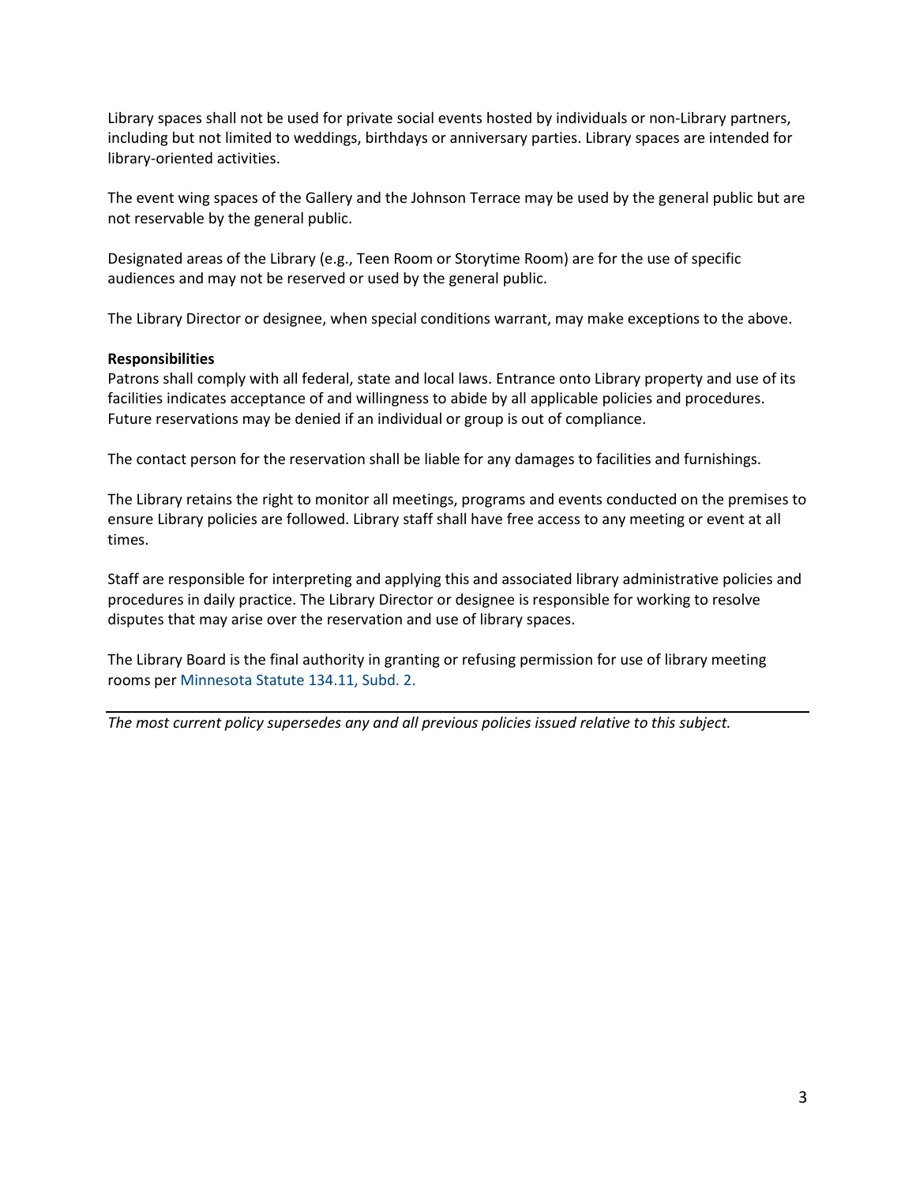Library spaces shall not be used for private social events hosted by individuals or non-Library partners, including but not limited to weddings, birthdays or anniversary parties. Library spaces are intended for library-oriented activities.

The event wing spaces of the Gallery and the Johnson Terrace may be used by the general public but are not reservable by the general public.

Designated areas of the Library (e.g., Teen Room or Storytime Room) are for the use of specific audiences and may not be reserved or used by the general public.

The Library Director or designee, when special conditions warrant, may make exceptions to the above.

**Responsibilities**

Patrons shall comply with all federal, state and local laws. Entrance onto Library property and use of its facilities indicates acceptance of and willingness to abide by all applicable policies and procedures. Future reservations may be denied if an individual or group is out of compliance.

The contact person for the reservation shall be liable for any damages to facilities and furnishings.

The Library retains the right to monitor all meetings, programs and events conducted on the premises to ensure Library policies are followed. Library staff shall have free access to any meeting or event at all times.

Staff are responsible for interpreting and applying this and associated library administrative policies and procedures in daily practice. The Library Director or designee is responsible for working to resolve disputes that may arise over the reservation and use of library spaces.

The Library Board is the final authority in granting or refusing permission for use of library meeting rooms per Minnesota Statute 134.11, Subd. 2.

---

*The most current policy supersedes any and all previous policies issued relative to this subject.*